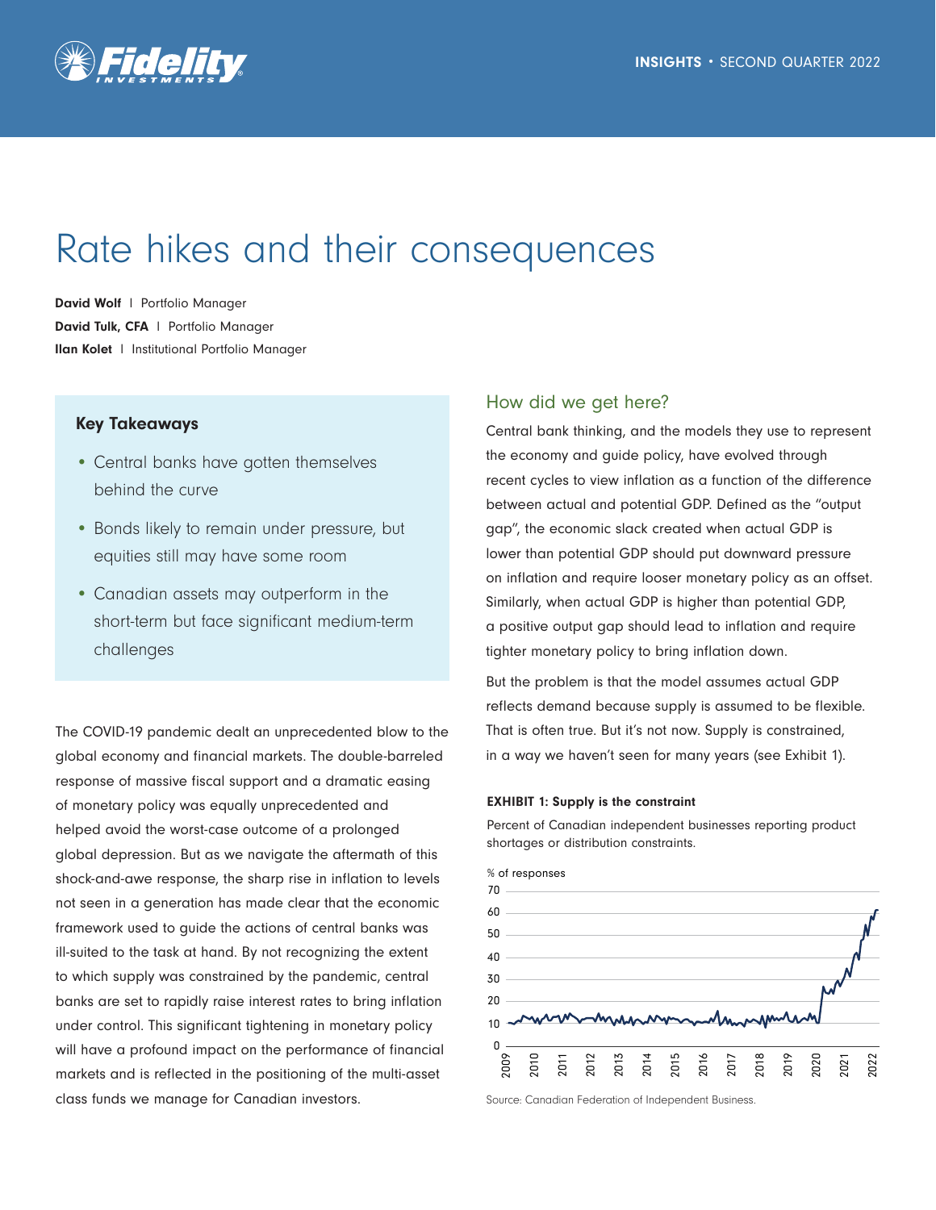# Rate hikes and their consequences

**David Wolf** | Portfolio Manager
**David Tulk, CFA** | Portfolio Manager
**Ilan Kolet** | Institutional Portfolio Manager

### Key Takeaways

- Central banks have gotten themselves behind the curve
- Bonds likely to remain under pressure, but equities still may have some room
- Canadian assets may outperform in the short-term but face significant medium-term challenges

The COVID-19 pandemic dealt an unprecedented blow to the global economy and financial markets. The double-barreled response of massive fiscal support and a dramatic easing of monetary policy was equally unprecedented and helped avoid the worst-case outcome of a prolonged global depression. But as we navigate the aftermath of this shock-and-awe response, the sharp rise in inflation to levels not seen in a generation has made clear that the economic framework used to guide the actions of central banks was ill-suited to the task at hand. By not recognizing the extent to which supply was constrained by the pandemic, central banks are set to rapidly raise interest rates to bring inflation under control. This significant tightening in monetary policy will have a profound impact on the performance of financial markets and is reflected in the positioning of the multi-asset class funds we manage for Canadian investors.

## How did we get here?

Central bank thinking, and the models they use to represent the economy and guide policy, have evolved through recent cycles to view inflation as a function of the difference between actual and potential GDP. Defined as the "output gap", the economic slack created when actual GDP is lower than potential GDP should put downward pressure on inflation and require looser monetary policy as an offset. Similarly, when actual GDP is higher than potential GDP, a positive output gap should lead to inflation and require tighter monetary policy to bring inflation down.

But the problem is that the model assumes actual GDP reflects demand because supply is assumed to be flexible. That is often true. But it's not now. Supply is constrained, in a way we haven't seen for many years (see Exhibit 1).

**EXHIBIT 1: Supply is the constraint**

Percent of Canadian independent businesses reporting product shortages or distribution constraints.

Source: Canadian Federation of Independent Business.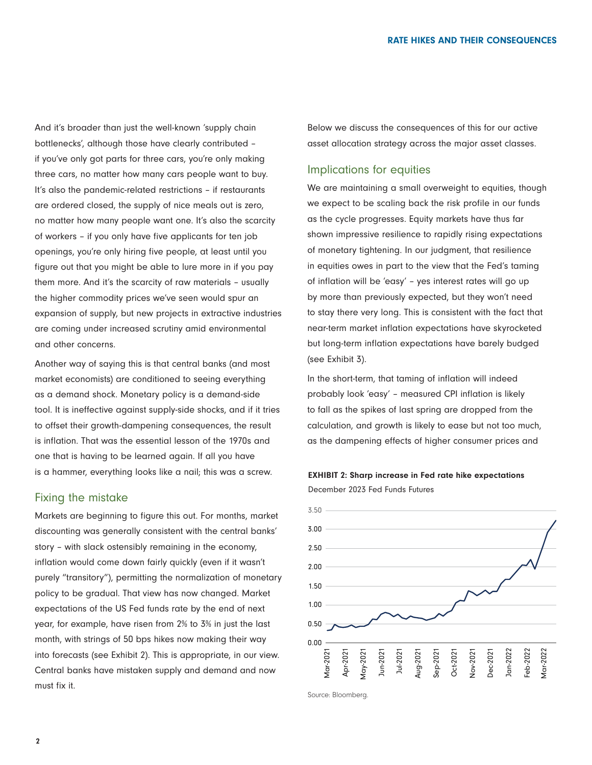And it's broader than just the well-known 'supply chain bottlenecks', although those have clearly contributed – if you've only got parts for three cars, you're only making three cars, no matter how many cars people want to buy. It's also the pandemic-related restrictions – if restaurants are ordered closed, the supply of nice meals out is zero, no matter how many people want one. It's also the scarcity of workers – if you only have five applicants for ten job openings, you're only hiring five people, at least until you figure out that you might be able to lure more in if you pay them more. And it's the scarcity of raw materials – usually the higher commodity prices we've seen would spur an expansion of supply, but new projects in extractive industries are coming under increased scrutiny amid environmental and other concerns.

Another way of saying this is that central banks (and most market economists) are conditioned to seeing everything as a demand shock. Monetary policy is a demand-side tool. It is ineffective against supply-side shocks, and if it tries to offset their growth-dampening consequences, the result is inflation. That was the essential lesson of the 1970s and one that is having to be learned again. If all you have is a hammer, everything looks like a nail; this was a screw.

## Fixing the mistake

Markets are beginning to figure this out. For months, market discounting was generally consistent with the central banks' story – with slack ostensibly remaining in the economy, inflation would come down fairly quickly (even if it wasn't purely "transitory"), permitting the normalization of monetary policy to be gradual. That view has now changed. Market expectations of the US Fed funds rate by the end of next year, for example, have risen from 2% to 3% in just the last month, with strings of 50 bps hikes now making their way into forecasts (see Exhibit 2). This is appropriate, in our view. Central banks have mistaken supply and demand and now must fix it.

Below we discuss the consequences of this for our active asset allocation strategy across the major asset classes.

## Implications for equities

We are maintaining a small overweight to equities, though we expect to be scaling back the risk profile in our funds as the cycle progresses. Equity markets have thus far shown impressive resilience to rapidly rising expectations of monetary tightening. In our judgment, that resilience in equities owes in part to the view that the Fed's taming of inflation will be 'easy' – yes interest rates will go up by more than previously expected, but they won't need to stay there very long. This is consistent with the fact that near-term market inflation expectations have skyrocketed but long-term inflation expectations have barely budged (see Exhibit 3).

In the short-term, that taming of inflation will indeed probably look 'easy' – measured CPI inflation is likely to fall as the spikes of last spring are dropped from the calculation, and growth is likely to ease but not too much, as the dampening effects of higher consumer prices and

**EXHIBIT 2: Sharp increase in Fed rate hike expectations**

December 2023 Fed Funds Futures

Source: Bloomberg.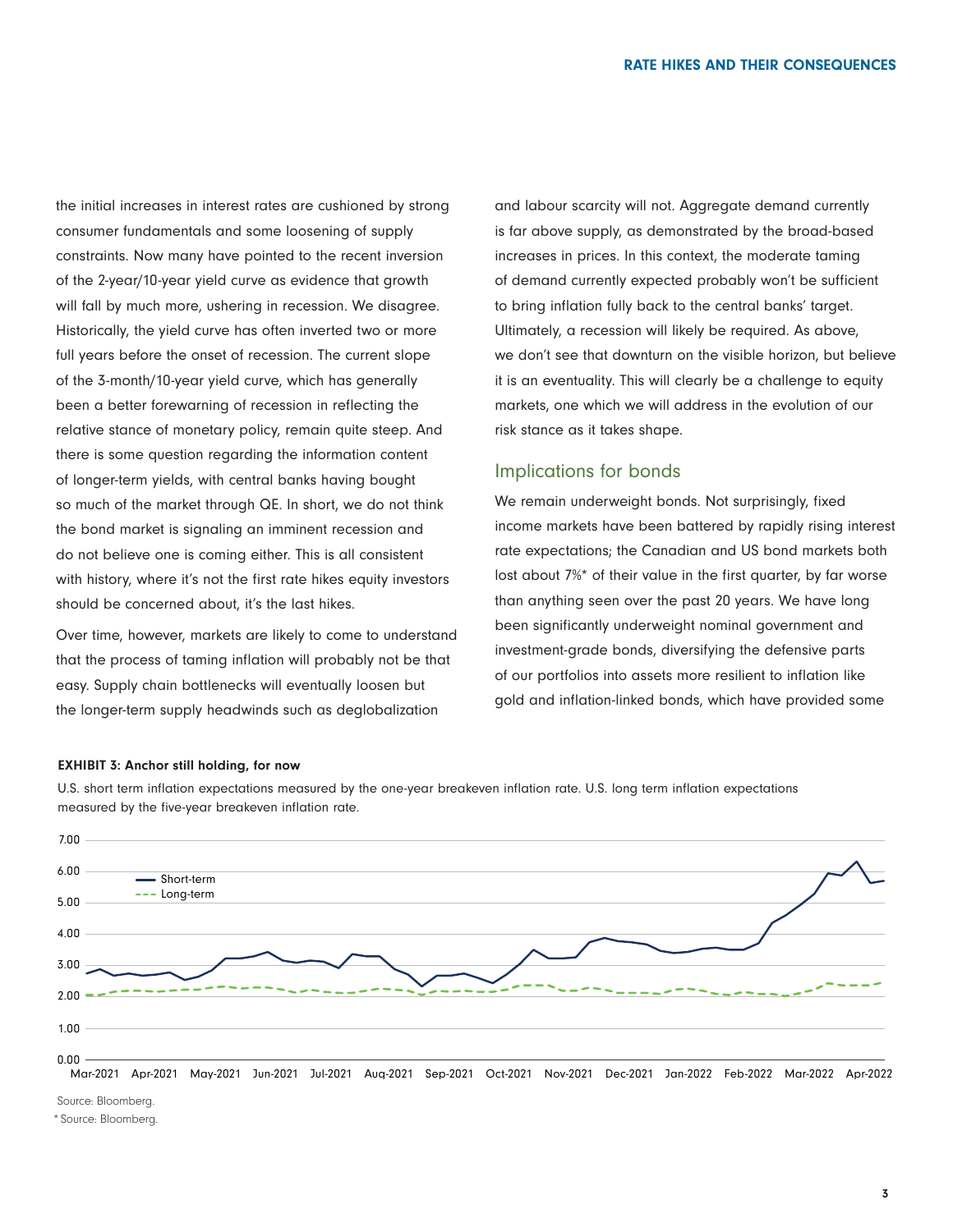the initial increases in interest rates are cushioned by strong consumer fundamentals and some loosening of supply constraints. Now many have pointed to the recent inversion of the 2-year/10-year yield curve as evidence that growth will fall by much more, ushering in recession. We disagree. Historically, the yield curve has often inverted two or more full years before the onset of recession. The current slope of the 3-month/10-year yield curve, which has generally been a better forewarning of recession in reflecting the relative stance of monetary policy, remain quite steep. And there is some question regarding the information content of longer-term yields, with central banks having bought so much of the market through QE. In short, we do not think the bond market is signaling an imminent recession and do not believe one is coming either. This is all consistent with history, where it's not the first rate hikes equity investors should be concerned about, it's the last hikes.

Over time, however, markets are likely to come to understand that the process of taming inflation will probably not be that easy. Supply chain bottlenecks will eventually loosen but the longer-term supply headwinds such as deglobalization and labour scarcity will not. Aggregate demand currently is far above supply, as demonstrated by the broad-based increases in prices. In this context, the moderate taming of demand currently expected probably won't be sufficient to bring inflation fully back to the central banks' target. Ultimately, a recession will likely be required. As above, we don't see that downturn on the visible horizon, but believe it is an eventuality. This will clearly be a challenge to equity markets, one which we will address in the evolution of our risk stance as it takes shape.

## Implications for bonds

We remain underweight bonds. Not surprisingly, fixed income markets have been battered by rapidly rising interest rate expectations; the Canadian and US bond markets both lost about 7%* of their value in the first quarter, by far worse than anything seen over the past 20 years. We have long been significantly underweight nominal government and investment-grade bonds, diversifying the defensive parts of our portfolios into assets more resilient to inflation like gold and inflation-linked bonds, which have provided some

**EXHIBIT 3: Anchor still holding, for now**

U.S. short term inflation expectations measured by the one-year breakeven inflation rate. U.S. long term inflation expectations measured by the five-year breakeven inflation rate.

Source: Bloomberg.

* Source: Bloomberg.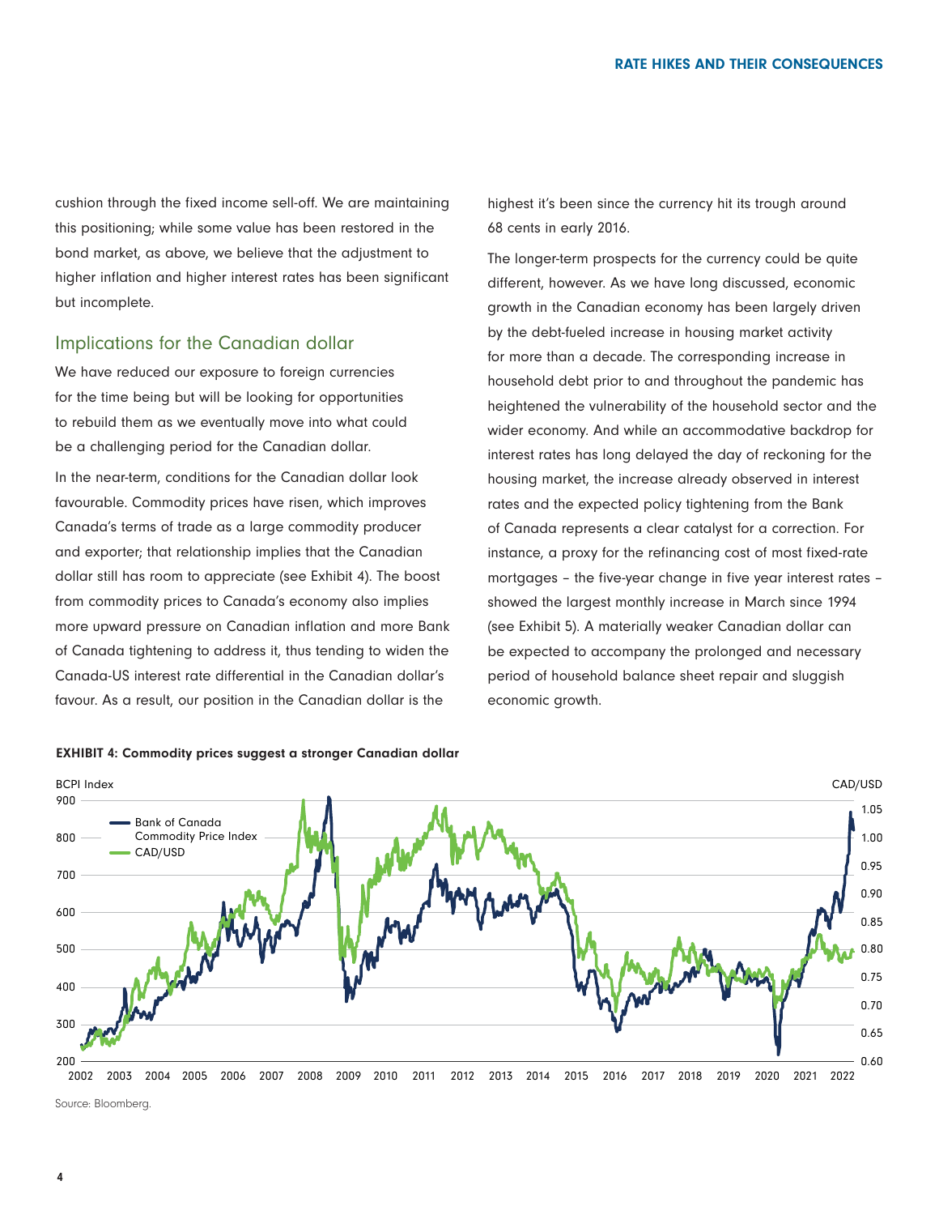cushion through the fixed income sell-off. We are maintaining this positioning; while some value has been restored in the bond market, as above, we believe that the adjustment to higher inflation and higher interest rates has been significant but incomplete.

## Implications for the Canadian dollar

We have reduced our exposure to foreign currencies for the time being but will be looking for opportunities to rebuild them as we eventually move into what could be a challenging period for the Canadian dollar.

In the near-term, conditions for the Canadian dollar look favourable. Commodity prices have risen, which improves Canada's terms of trade as a large commodity producer and exporter; that relationship implies that the Canadian dollar still has room to appreciate (see Exhibit 4). The boost from commodity prices to Canada's economy also implies more upward pressure on Canadian inflation and more Bank of Canada tightening to address it, thus tending to widen the Canada-US interest rate differential in the Canadian dollar's favour. As a result, our position in the Canadian dollar is the highest it's been since the currency hit its trough around 68 cents in early 2016.

The longer-term prospects for the currency could be quite different, however. As we have long discussed, economic growth in the Canadian economy has been largely driven by the debt-fueled increase in housing market activity for more than a decade. The corresponding increase in household debt prior to and throughout the pandemic has heightened the vulnerability of the household sector and the wider economy. And while an accommodative backdrop for interest rates has long delayed the day of reckoning for the housing market, the increase already observed in interest rates and the expected policy tightening from the Bank of Canada represents a clear catalyst for a correction. For instance, a proxy for the refinancing cost of most fixed-rate mortgages – the five-year change in five year interest rates – showed the largest monthly increase in March since 1994 (see Exhibit 5). A materially weaker Canadian dollar can be expected to accompany the prolonged and necessary period of household balance sheet repair and sluggish economic growth.

**EXHIBIT 4: Commodity prices suggest a stronger Canadian dollar**

Source: Bloomberg.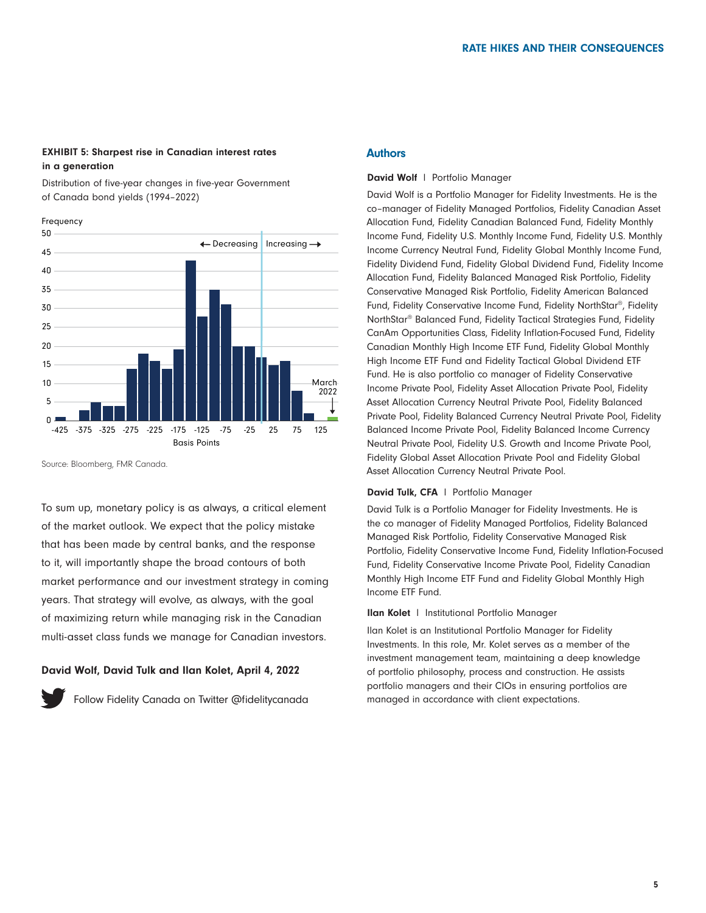**EXHIBIT 5: Sharpest rise in Canadian interest rates in a generation**

Distribution of five-year changes in five-year Government of Canada bond yields (1994–2022)

Source: Bloomberg, FMR Canada.

To sum up, monetary policy is as always, a critical element of the market outlook. We expect that the policy mistake that has been made by central banks, and the response to it, will importantly shape the broad contours of both market performance and our investment strategy in coming years. That strategy will evolve, as always, with the goal of maximizing return while managing risk in the Canadian multi-asset class funds we manage for Canadian investors.

**David Wolf, David Tulk and Ilan Kolet, April 4, 2022**

Follow Fidelity Canada on Twitter @fidelitycanada

## Authors

**David Wolf** | Portfolio Manager

David Wolf is a Portfolio Manager for Fidelity Investments. He is the co–manager of Fidelity Managed Portfolios, Fidelity Canadian Asset Allocation Fund, Fidelity Canadian Balanced Fund, Fidelity Monthly Income Fund, Fidelity U.S. Monthly Income Fund, Fidelity U.S. Monthly Income Currency Neutral Fund, Fidelity Global Monthly Income Fund, Fidelity Dividend Fund, Fidelity Global Dividend Fund, Fidelity Income Allocation Fund, Fidelity Balanced Managed Risk Portfolio, Fidelity Conservative Managed Risk Portfolio, Fidelity American Balanced Fund, Fidelity Conservative Income Fund, Fidelity NorthStar®, Fidelity NorthStar® Balanced Fund, Fidelity Tactical Strategies Fund, Fidelity CanAm Opportunities Class, Fidelity Inflation-Focused Fund, Fidelity Canadian Monthly High Income ETF Fund, Fidelity Global Monthly High Income ETF Fund and Fidelity Tactical Global Dividend ETF Fund. He is also portfolio co manager of Fidelity Conservative Income Private Pool, Fidelity Asset Allocation Private Pool, Fidelity Asset Allocation Currency Neutral Private Pool, Fidelity Balanced Private Pool, Fidelity Balanced Currency Neutral Private Pool, Fidelity Balanced Income Private Pool, Fidelity Balanced Income Currency Neutral Private Pool, Fidelity U.S. Growth and Income Private Pool, Fidelity Global Asset Allocation Private Pool and Fidelity Global Asset Allocation Currency Neutral Private Pool.

**David Tulk, CFA** | Portfolio Manager

David Tulk is a Portfolio Manager for Fidelity Investments. He is the co manager of Fidelity Managed Portfolios, Fidelity Balanced Managed Risk Portfolio, Fidelity Conservative Managed Risk Portfolio, Fidelity Conservative Income Fund, Fidelity Inflation-Focused Fund, Fidelity Conservative Income Private Pool, Fidelity Canadian Monthly High Income ETF Fund and Fidelity Global Monthly High Income ETF Fund.

**Ilan Kolet** | Institutional Portfolio Manager

Ilan Kolet is an Institutional Portfolio Manager for Fidelity Investments. In this role, Mr. Kolet serves as a member of the investment management team, maintaining a deep knowledge of portfolio philosophy, process and construction. He assists portfolio managers and their CIOs in ensuring portfolios are managed in accordance with client expectations.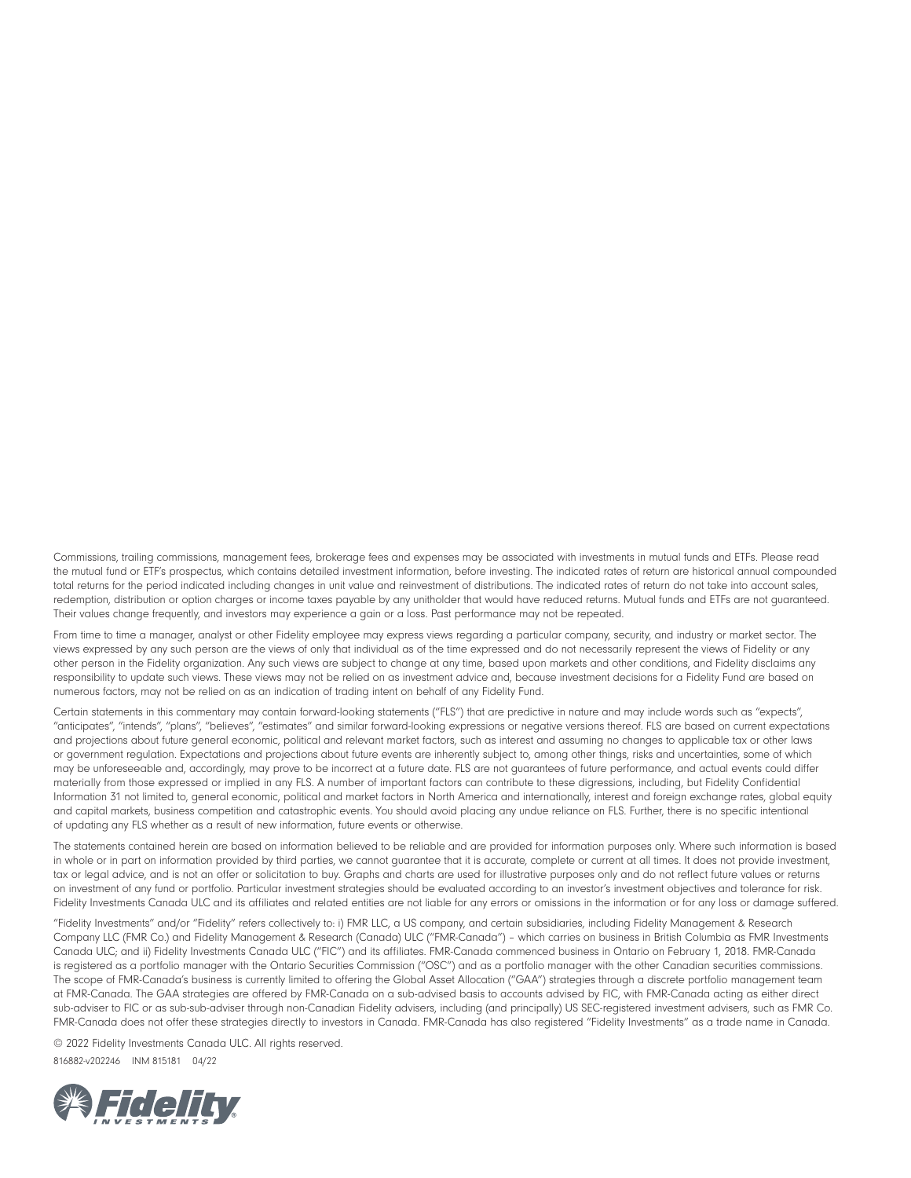Commissions, trailing commissions, management fees, brokerage fees and expenses may be associated with investments in mutual funds and ETFs. Please read the mutual fund or ETF's prospectus, which contains detailed investment information, before investing. The indicated rates of return are historical annual compounded total returns for the period indicated including changes in unit value and reinvestment of distributions. The indicated rates of return do not take into account sales, redemption, distribution or option charges or income taxes payable by any unitholder that would have reduced returns. Mutual funds and ETFs are not guaranteed. Their values change frequently, and investors may experience a gain or a loss. Past performance may not be repeated.

From time to time a manager, analyst or other Fidelity employee may express views regarding a particular company, security, and industry or market sector. The views expressed by any such person are the views of only that individual as of the time expressed and do not necessarily represent the views of Fidelity or any other person in the Fidelity organization. Any such views are subject to change at any time, based upon markets and other conditions, and Fidelity disclaims any responsibility to update such views. These views may not be relied on as investment advice and, because investment decisions for a Fidelity Fund are based on numerous factors, may not be relied on as an indication of trading intent on behalf of any Fidelity Fund.

Certain statements in this commentary may contain forward-looking statements ("FLS") that are predictive in nature and may include words such as "expects", "anticipates", "intends", "plans", "believes", "estimates" and similar forward-looking expressions or negative versions thereof. FLS are based on current expectations and projections about future general economic, political and relevant market factors, such as interest and assuming no changes to applicable tax or other laws or government regulation. Expectations and projections about future events are inherently subject to, among other things, risks and uncertainties, some of which may be unforeseeable and, accordingly, may prove to be incorrect at a future date. FLS are not guarantees of future performance, and actual events could differ materially from those expressed or implied in any FLS. A number of important factors can contribute to these digressions, including, but Fidelity Confidential Information 31 not limited to, general economic, political and market factors in North America and internationally, interest and foreign exchange rates, global equity and capital markets, business competition and catastrophic events. You should avoid placing any undue reliance on FLS. Further, there is no specific intentional of updating any FLS whether as a result of new information, future events or otherwise.

The statements contained herein are based on information believed to be reliable and are provided for information purposes only. Where such information is based in whole or in part on information provided by third parties, we cannot guarantee that it is accurate, complete or current at all times. It does not provide investment, tax or legal advice, and is not an offer or solicitation to buy. Graphs and charts are used for illustrative purposes only and do not reflect future values or returns on investment of any fund or portfolio. Particular investment strategies should be evaluated according to an investor's investment objectives and tolerance for risk. Fidelity Investments Canada ULC and its affiliates and related entities are not liable for any errors or omissions in the information or for any loss or damage suffered.

"Fidelity Investments" and/or "Fidelity" refers collectively to: i) FMR LLC, a US company, and certain subsidiaries, including Fidelity Management & Research Company LLC (FMR Co.) and Fidelity Management & Research (Canada) ULC ("FMR-Canada") – which carries on business in British Columbia as FMR Investments Canada ULC; and ii) Fidelity Investments Canada ULC ("FIC") and its affiliates. FMR-Canada commenced business in Ontario on February 1, 2018. FMR-Canada is registered as a portfolio manager with the Ontario Securities Commission ("OSC") and as a portfolio manager with the other Canadian securities commissions. The scope of FMR-Canada's business is currently limited to offering the Global Asset Allocation ("GAA") strategies through a discrete portfolio management team at FMR-Canada. The GAA strategies are offered by FMR-Canada on a sub-advised basis to accounts advised by FIC, with FMR-Canada acting as either direct sub-adviser to FIC or as sub-sub-adviser through non-Canadian Fidelity advisers, including (and principally) US SEC-registered investment advisers, such as FMR Co. FMR-Canada does not offer these strategies directly to investors in Canada. FMR-Canada has also registered "Fidelity Investments" as a trade name in Canada.

© 2022 Fidelity Investments Canada ULC. All rights reserved.

816882-v202246 INM 815181 04/22

Fidelity INVESTMENTS